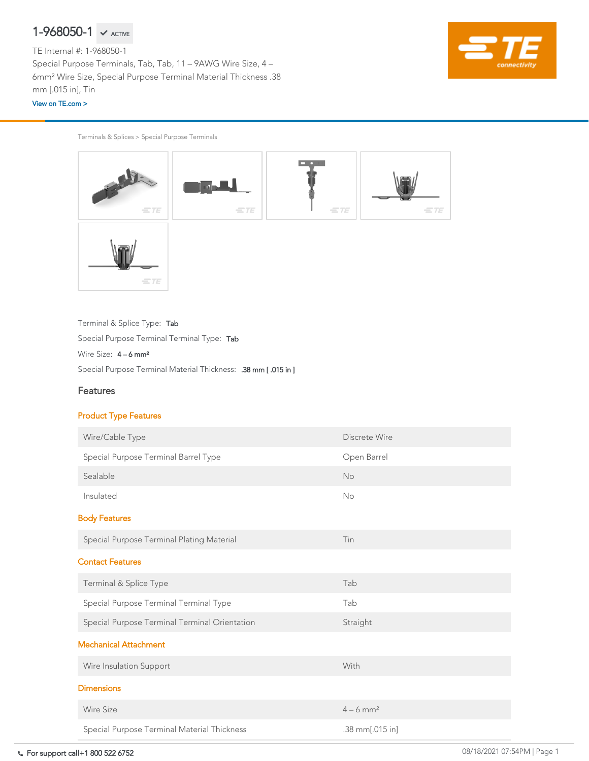# 1-968050-1 ✔ ACTIVE

TE Internal #: 1-968050-1

Special Purpose Terminals, Tab, Tab, 11 – 9AWG Wire Size, 4 – 6mm² Wire Size, Special Purpose Terminal Material Thickness .38 mm [.015 in], Tin

View on TE.com >

Terminals & Splices > Special Purpose Terminals

Terminal & Splice Type: **Tab**

Special Purpose Terminal Terminal Type: **Tab**

Wire Size: **4 – 6 mm²**

Special Purpose Terminal Material Thickness: **.38 mm [ .015 in ]**

## Features

### Product Type Features

| | |
|---|---|
| Wire/Cable Type | Discrete Wire |
| Special Purpose Terminal Barrel Type | Open Barrel |
| Sealable | No |
| Insulated | No |

### Body Features

| | |
|---|---|
| Special Purpose Terminal Plating Material | Tin |

### Contact Features

| | |
|---|---|
| Terminal & Splice Type | Tab |
| Special Purpose Terminal Terminal Type | Tab |
| Special Purpose Terminal Terminal Orientation | Straight |

### Mechanical Attachment

| | |
|---|---|
| Wire Insulation Support | With |

### Dimensions

| | |
|---|---|
| Wire Size | 4 – 6 mm² |
| Special Purpose Terminal Material Thickness | .38 mm[.015 in] |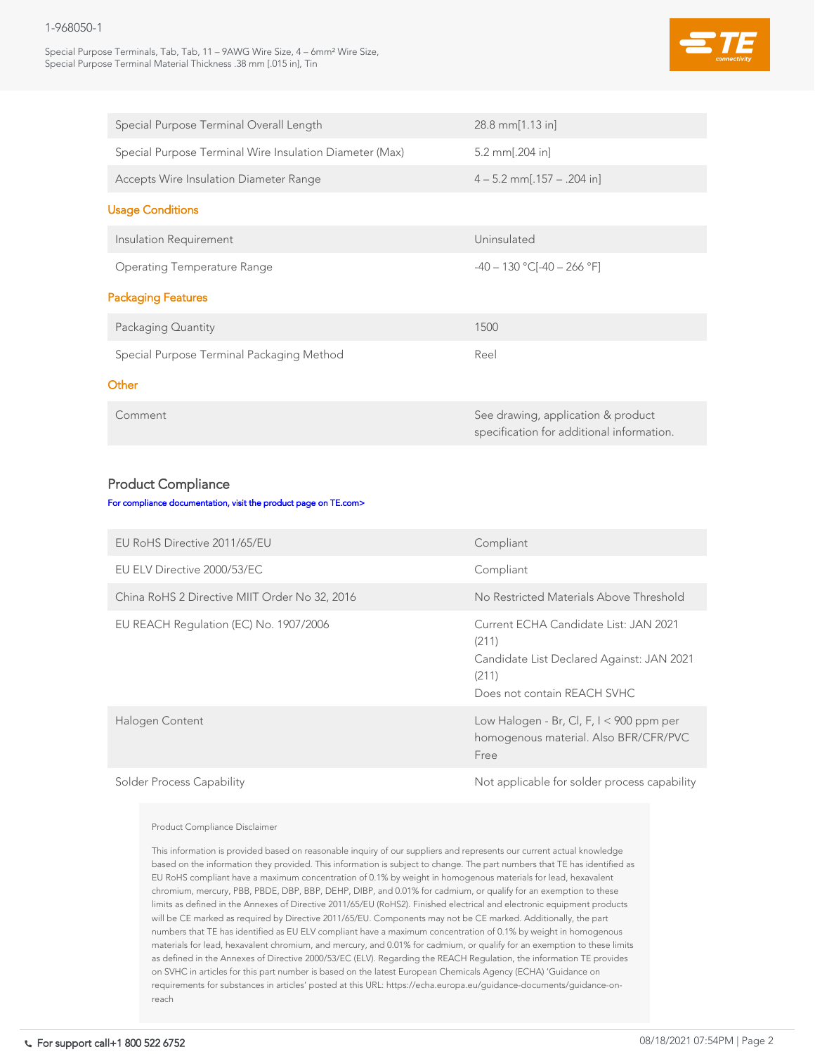| Special Purpose Terminal Overall Length | 28.8 mm[1.13 in] |
|---|---|
| Special Purpose Terminal Wire Insulation Diameter (Max) | 5.2 mm[.204 in] |
| Accepts Wire Insulation Diameter Range | 4 – 5.2 mm[.157 – .204 in] |

### Usage Conditions

| Insulation Requirement | Uninsulated |
|---|---|
| Operating Temperature Range | -40 – 130 °C[-40 – 266 °F] |

### Packaging Features

| Packaging Quantity | 1500 |
|---|---|
| Special Purpose Terminal Packaging Method | Reel |

### Other

| Comment | See drawing, application & product specification for additional information. |
|---|---|

## Product Compliance

For compliance documentation, visit the product page on TE.com>

| EU RoHS Directive 2011/65/EU | Compliant |
|---|---|
| EU ELV Directive 2000/53/EC | Compliant |
| China RoHS 2 Directive MIIT Order No 32, 2016 | No Restricted Materials Above Threshold |
| EU REACH Regulation (EC) No. 1907/2006 | Current ECHA Candidate List: JAN 2021 (211)<br>Candidate List Declared Against: JAN 2021 (211)<br>Does not contain REACH SVHC |
| Halogen Content | Low Halogen - Br, Cl, F, I < 900 ppm per homogenous material. Also BFR/CFR/PVC Free |
| Solder Process Capability | Not applicable for solder process capability |

Product Compliance Disclaimer

This information is provided based on reasonable inquiry of our suppliers and represents our current actual knowledge based on the information they provided. This information is subject to change. The part numbers that TE has identified as EU RoHS compliant have a maximum concentration of 0.1% by weight in homogenous materials for lead, hexavalent chromium, mercury, PBB, PBDE, DBP, BBP, DEHP, DIBP, and 0.01% for cadmium, or qualify for an exemption to these limits as defined in the Annexes of Directive 2011/65/EU (RoHS2). Finished electrical and electronic equipment products will be CE marked as required by Directive 2011/65/EU. Components may not be CE marked. Additionally, the part numbers that TE has identified as EU ELV compliant have a maximum concentration of 0.1% by weight in homogenous materials for lead, hexavalent chromium, and mercury, and 0.01% for cadmium, or qualify for an exemption to these limits as defined in the Annexes of Directive 2000/53/EC (ELV). Regarding the REACH Regulation, the information TE provides on SVHC in articles for this part number is based on the latest European Chemicals Agency (ECHA) 'Guidance on requirements for substances in articles' posted at this URL: https://echa.europa.eu/guidance-documents/guidance-on-reach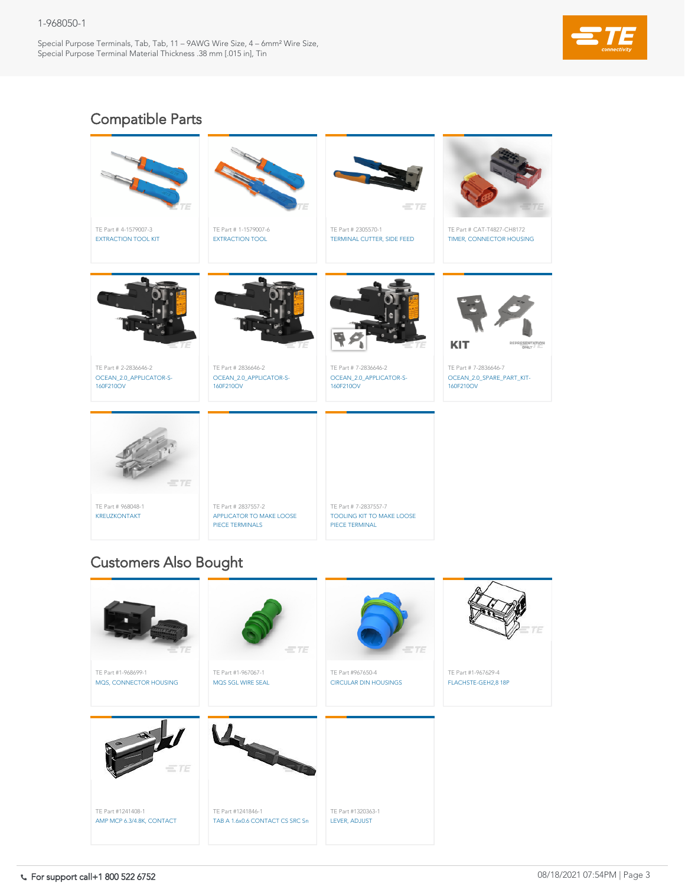1-968050-1

Special Purpose Terminals, Tab, Tab, 11 – 9AWG Wire Size, 4 – 6mm² Wire Size, Special Purpose Terminal Material Thickness .38 mm [.015 in], Tin

## Compatible Parts

TE Part # 4-1579007-3
EXTRACTION TOOL KIT

TE Part # 1-1579007-6
EXTRACTION TOOL

TE Part # 2305570-1
TERMINAL CUTTER, SIDE FEED

TE Part # CAT-T4827-CH8172
TIMER, CONNECTOR HOUSING

TE Part # 2-2836646-2
OCEAN_2.0_APPLICATOR-S-160F210OV

TE Part # 2836646-2
OCEAN_2.0_APPLICATOR-S-160F210OV

TE Part # 7-2836646-2
OCEAN_2.0_APPLICATOR-S-160F210OV

TE Part # 7-2836646-7
OCEAN_2.0_SPARE_PART_KIT-160F210OV

TE Part # 968048-1
KREUZKONTAKT

TE Part # 2837557-2
APPLICATOR TO MAKE LOOSE PIECE TERMINALS

TE Part # 7-2837557-7
TOOLING KIT TO MAKE LOOSE PIECE TERMINAL

## Customers Also Bought

TE Part #1-968699-1
MQS, CONNECTOR HOUSING

TE Part #1-967067-1
MQS SGL WIRE SEAL

TE Part #967650-4
CIRCULAR DIN HOUSINGS

TE Part #1-967629-4
FLACHSTE-GEH2,8 18P

TE Part #1241408-1
AMP MCP 6.3/4.8K, CONTACT

TE Part #1241846-1
TAB A 1.6x0.6 CONTACT CS SRC Sn

TE Part #1320363-1
LEVER, ADJUST

For support call+1 800 522 6752

08/18/2021 07:54PM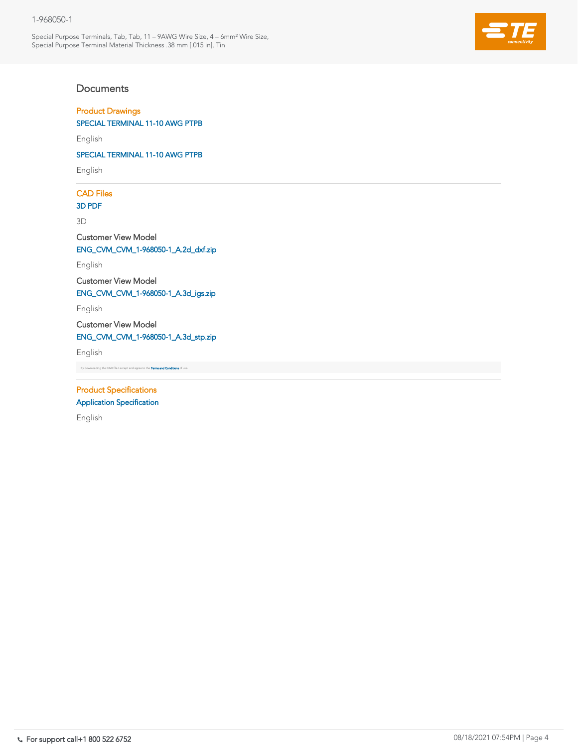# Documents

## Product Drawings

SPECIAL TERMINAL 11-10 AWG PTPB

English

SPECIAL TERMINAL 11-10 AWG PTPB

English

## CAD Files

3D PDF

3D

Customer View Model

ENG_CVM_CVM_1-968050-1_A.2d_dxf.zip

English

Customer View Model

ENG_CVM_CVM_1-968050-1_A.3d_igs.zip

English

Customer View Model

ENG_CVM_CVM_1-968050-1_A.3d_stp.zip

English

By downloading the CAD file I accept and agree to the **Terms and Conditions** of use.

## Product Specifications

Application Specification

English